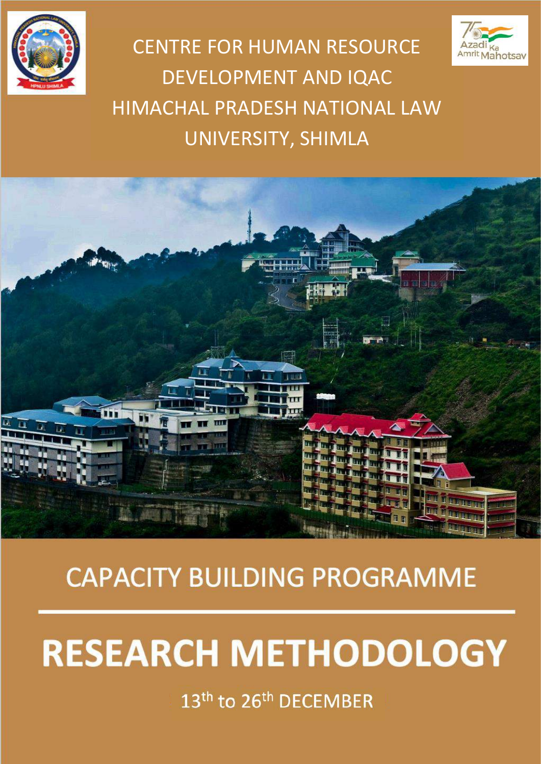CENTRE FOR HUMAN RESOURCE DEVELOPMENT AND IQAC
HIMACHAL PRADESH NATIONAL LAW UNIVERSITY, SHIMLA

# CAPACITY BUILDING PROGRAMME

---

# RESEARCH METHODOLOGY

13th to 26th DECEMBER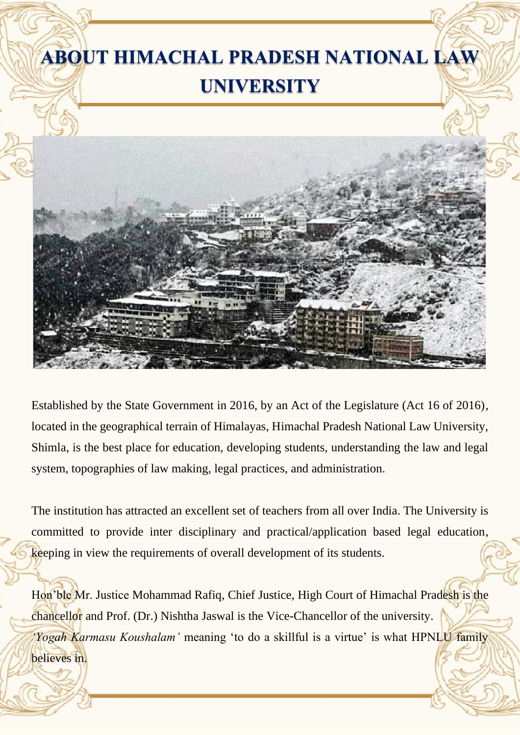# ABOUT HIMACHAL PRADESH NATIONAL LAW UNIVERSITY

Established by the State Government in 2016, by an Act of the Legislature (Act 16 of 2016), located in the geographical terrain of Himalayas, Himachal Pradesh National Law University, Shimla, is the best place for education, developing students, understanding the law and legal system, topographies of law making, legal practices, and administration.

The institution has attracted an excellent set of teachers from all over India. The University is committed to provide inter disciplinary and practical/application based legal education, keeping in view the requirements of overall development of its students.

Hon'ble Mr. Justice Mohammad Rafiq, Chief Justice, High Court of Himachal Pradesh is the chancellor and Prof. (Dr.) Nishtha Jaswal is the Vice-Chancellor of the university.

*'Yogah Karmasu Koushalam'* meaning 'to do a skillful is a virtue' is what HPNLU family believes in.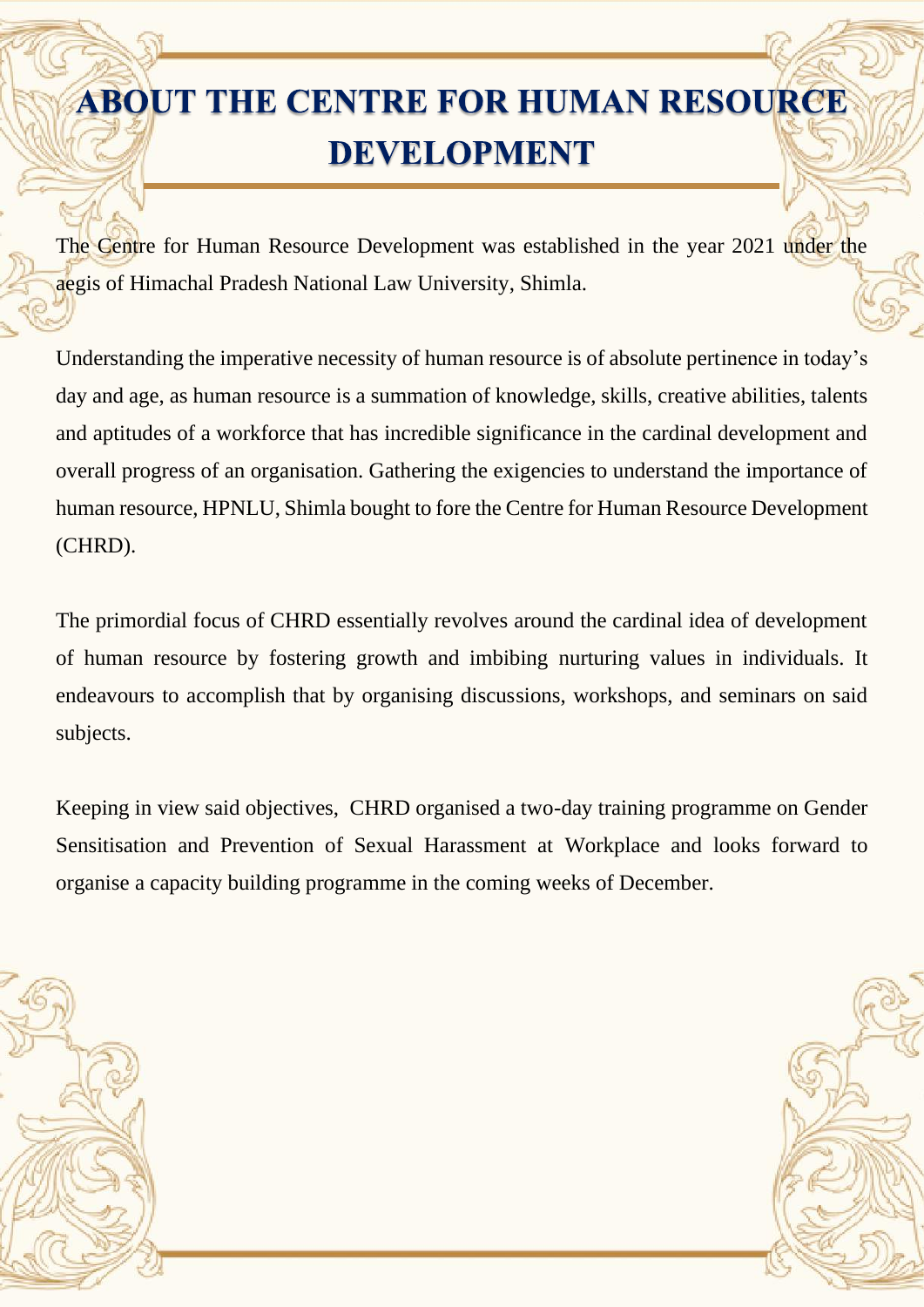# ABOUT THE CENTRE FOR HUMAN RESOURCE DEVELOPMENT

The Centre for Human Resource Development was established in the year 2021 under the aegis of Himachal Pradesh National Law University, Shimla.

Understanding the imperative necessity of human resource is of absolute pertinence in today's day and age, as human resource is a summation of knowledge, skills, creative abilities, talents and aptitudes of a workforce that has incredible significance in the cardinal development and overall progress of an organisation. Gathering the exigencies to understand the importance of human resource, HPNLU, Shimla bought to fore the Centre for Human Resource Development (CHRD).

The primordial focus of CHRD essentially revolves around the cardinal idea of development of human resource by fostering growth and imbibing nurturing values in individuals. It endeavours to accomplish that by organising discussions, workshops, and seminars on said subjects.

Keeping in view said objectives, CHRD organised a two-day training programme on Gender Sensitisation and Prevention of Sexual Harassment at Workplace and looks forward to organise a capacity building programme in the coming weeks of December.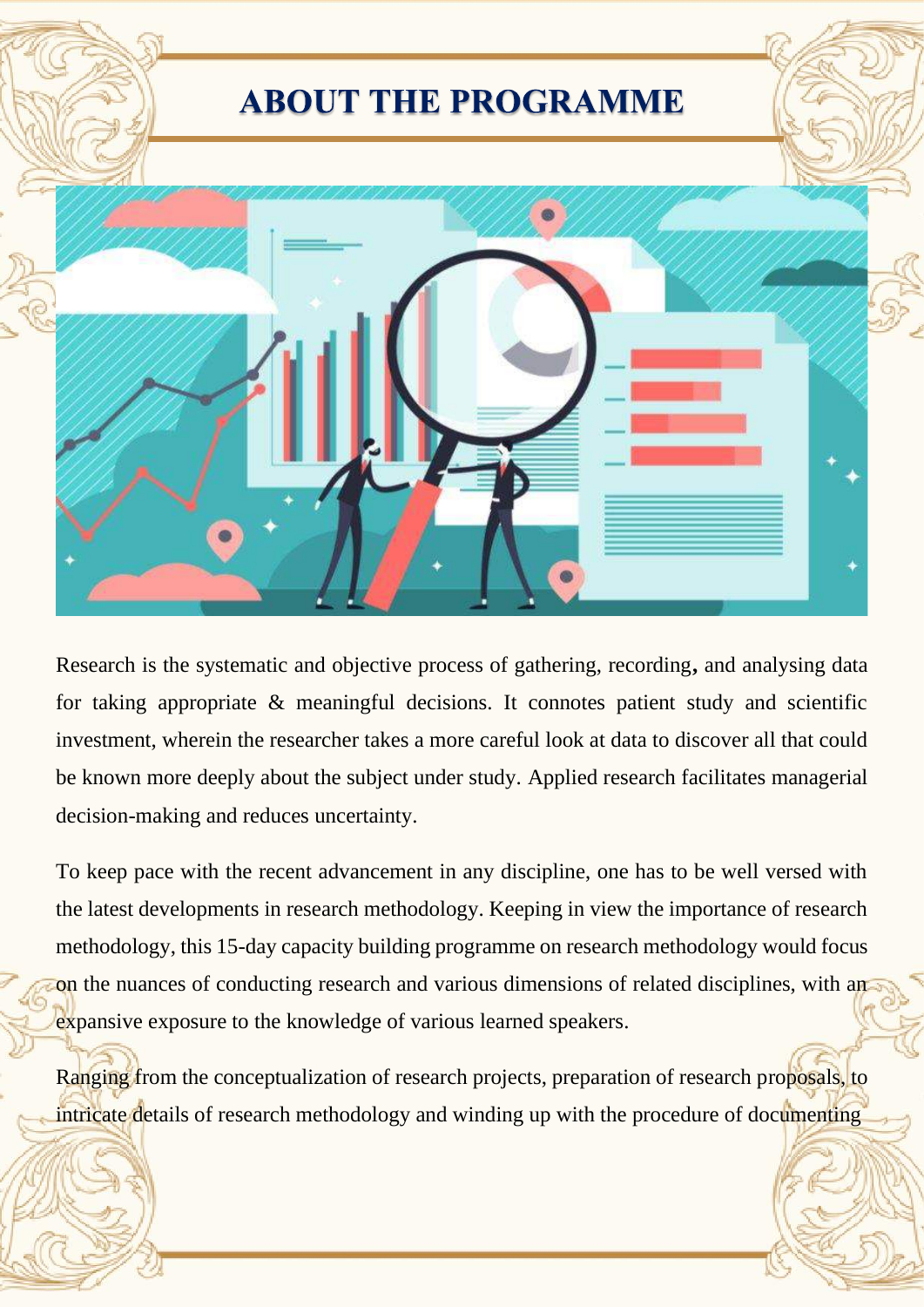# ABOUT THE PROGRAMME

Research is the systematic and objective process of gathering, recording, and analysing data for taking appropriate & meaningful decisions. It connotes patient study and scientific investment, wherein the researcher takes a more careful look at data to discover all that could be known more deeply about the subject under study. Applied research facilitates managerial decision-making and reduces uncertainty.

To keep pace with the recent advancement in any discipline, one has to be well versed with the latest developments in research methodology. Keeping in view the importance of research methodology, this 15-day capacity building programme on research methodology would focus on the nuances of conducting research and various dimensions of related disciplines, with an expansive exposure to the knowledge of various learned speakers.

Ranging from the conceptualization of research projects, preparation of research proposals, to intricate details of research methodology and winding up with the procedure of documenting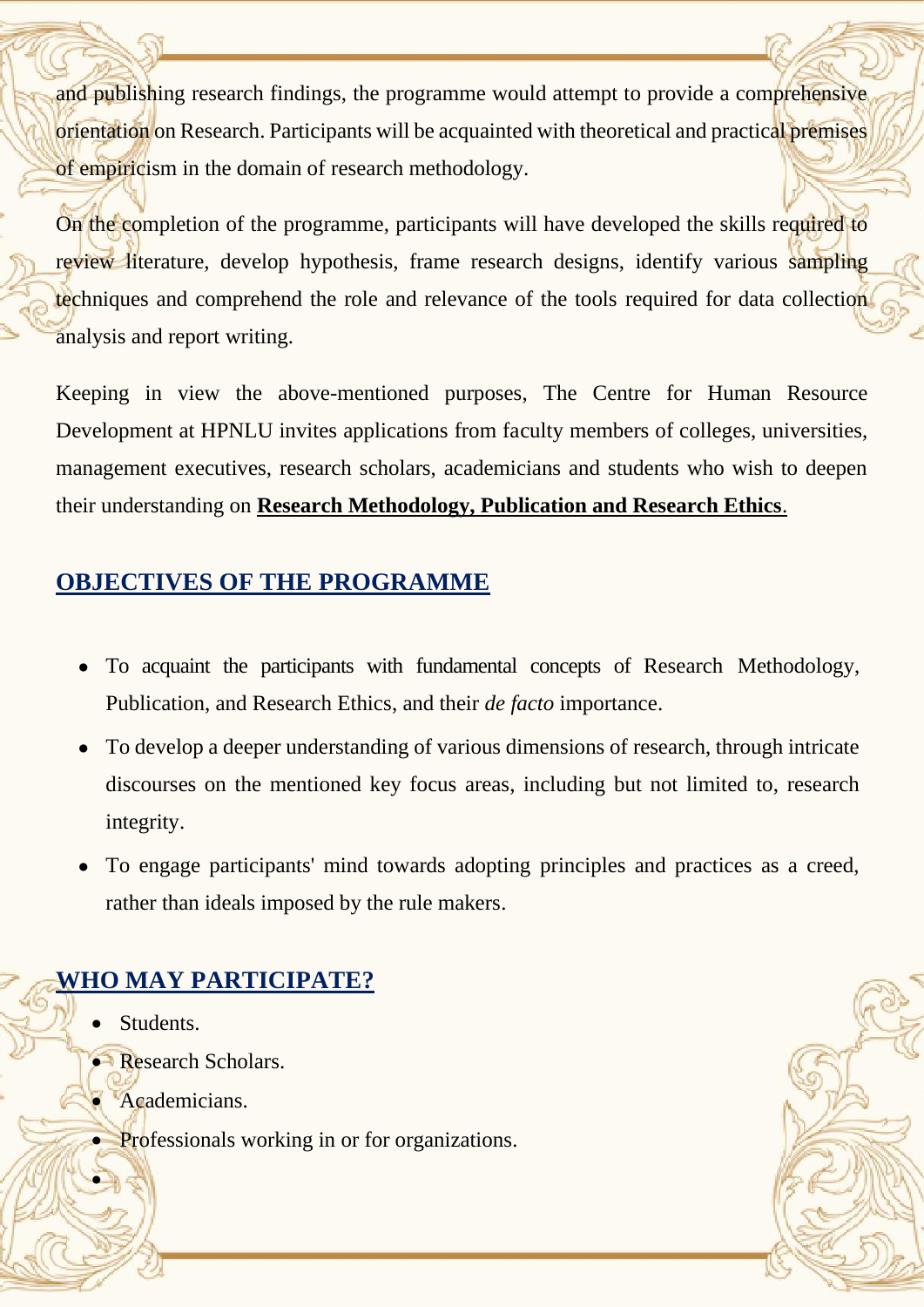and publishing research findings, the programme would attempt to provide a comprehensive orientation on Research. Participants will be acquainted with theoretical and practical premises of empiricism in the domain of research methodology.

On the completion of the programme, participants will have developed the skills required to review literature, develop hypothesis, frame research designs, identify various sampling techniques and comprehend the role and relevance of the tools required for data collection analysis and report writing.

Keeping in view the above-mentioned purposes, The Centre for Human Resource Development at HPNLU invites applications from faculty members of colleges, universities, management executives, research scholars, academicians and students who wish to deepen their understanding on **Research Methodology, Publication and Research Ethics**.

## OBJECTIVES OF THE PROGRAMME

- To acquaint the participants with fundamental concepts of Research Methodology, Publication, and Research Ethics, and their *de facto* importance.
- To develop a deeper understanding of various dimensions of research, through intricate discourses on the mentioned key focus areas, including but not limited to, research integrity.
- To engage participants' mind towards adopting principles and practices as a creed, rather than ideals imposed by the rule makers.

## WHO MAY PARTICIPATE?

- Students.
- Research Scholars.
- Academicians.
- Professionals working in or for organizations.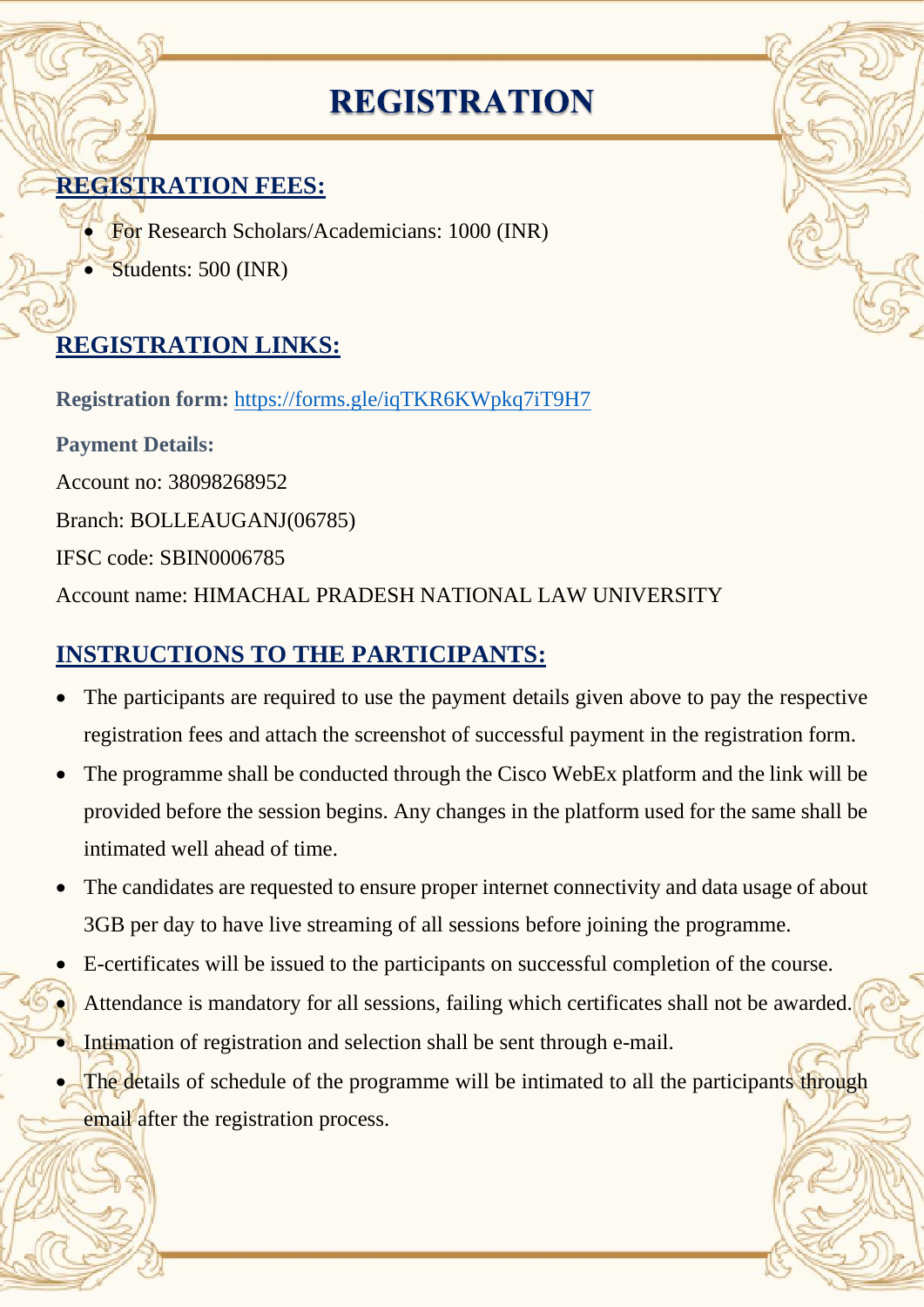# REGISTRATION

## REGISTRATION FEES:

- For Research Scholars/Academicians: 1000 (INR)
- Students: 500 (INR)

## REGISTRATION LINKS:

**Registration form:** https://forms.gle/iqTKR6KWpkq7iT9H7

**Payment Details:**

Account no: 38098268952

Branch: BOLLEAUGANJ(06785)

IFSC code: SBIN0006785

Account name: HIMACHAL PRADESH NATIONAL LAW UNIVERSITY

## INSTRUCTIONS TO THE PARTICIPANTS:

- The participants are required to use the payment details given above to pay the respective registration fees and attach the screenshot of successful payment in the registration form.
- The programme shall be conducted through the Cisco WebEx platform and the link will be provided before the session begins. Any changes in the platform used for the same shall be intimated well ahead of time.
- The candidates are requested to ensure proper internet connectivity and data usage of about 3GB per day to have live streaming of all sessions before joining the programme.
- E-certificates will be issued to the participants on successful completion of the course.
- Attendance is mandatory for all sessions, failing which certificates shall not be awarded.
- Intimation of registration and selection shall be sent through e-mail.
- The details of schedule of the programme will be intimated to all the participants through email after the registration process.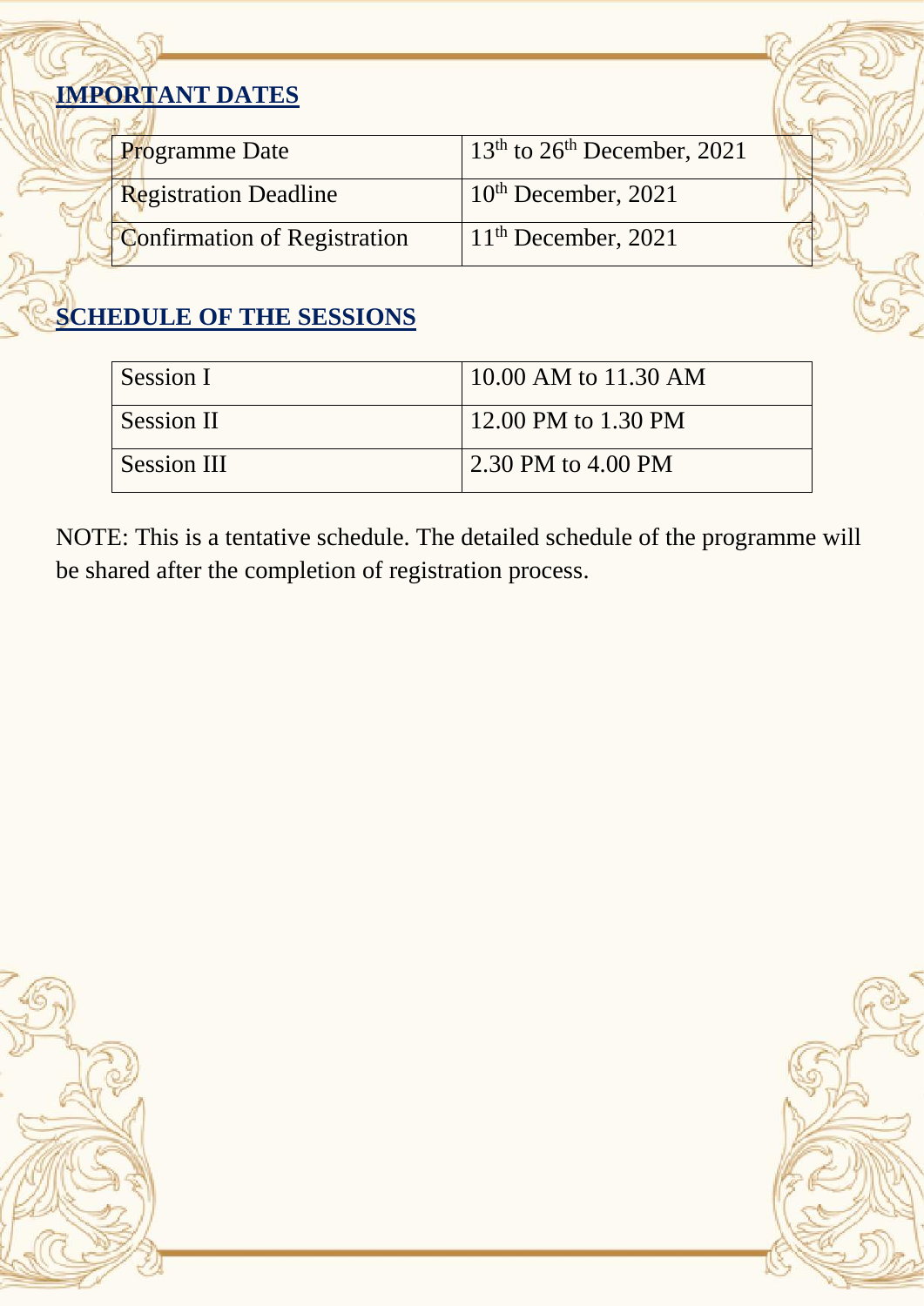## IMPORTANT DATES

| | |
|---|---|
| Programme Date | 13th to 26th December, 2021 |
| Registration Deadline | 10th December, 2021 |
| Confirmation of Registration | 11th December, 2021 |

## SCHEDULE OF THE SESSIONS

| | |
|---|---|
| Session I | 10.00 AM to 11.30 AM |
| Session II | 12.00 PM to 1.30 PM |
| Session III | 2.30 PM to 4.00 PM |

NOTE: This is a tentative schedule. The detailed schedule of the programme will be shared after the completion of registration process.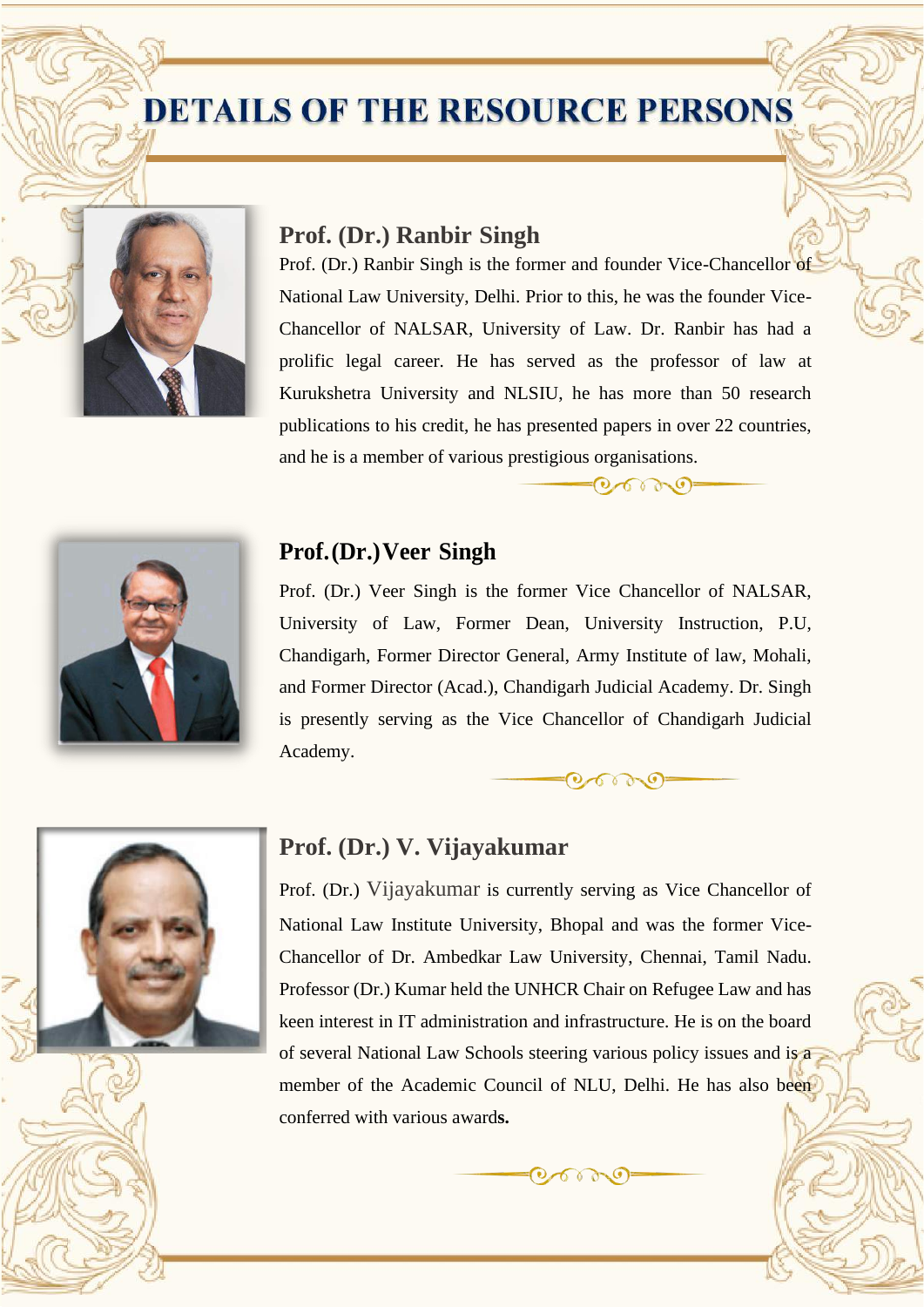# DETAILS OF THE RESOURCE PERSONS

## Prof. (Dr.) Ranbir Singh

Prof. (Dr.) Ranbir Singh is the former and founder Vice-Chancellor of National Law University, Delhi. Prior to this, he was the founder Vice-Chancellor of NALSAR, University of Law. Dr. Ranbir has had a prolific legal career. He has served as the professor of law at Kurukshetra University and NLSIU, he has more than 50 research publications to his credit, he has presented papers in over 22 countries, and he is a member of various prestigious organisations.

## Prof.(Dr.)Veer Singh

Prof. (Dr.) Veer Singh is the former Vice Chancellor of NALSAR, University of Law, Former Dean, University Instruction, P.U, Chandigarh, Former Director General, Army Institute of law, Mohali, and Former Director (Acad.), Chandigarh Judicial Academy. Dr. Singh is presently serving as the Vice Chancellor of Chandigarh Judicial Academy.

## Prof. (Dr.) V. Vijayakumar

Prof. (Dr.) Vijayakumar is currently serving as Vice Chancellor of National Law Institute University, Bhopal and was the former Vice-Chancellor of Dr. Ambedkar Law University, Chennai, Tamil Nadu. Professor (Dr.) Kumar held the UNHCR Chair on Refugee Law and has keen interest in IT administration and infrastructure. He is on the board of several National Law Schools steering various policy issues and is a member of the Academic Council of NLU, Delhi. He has also been conferred with various awards.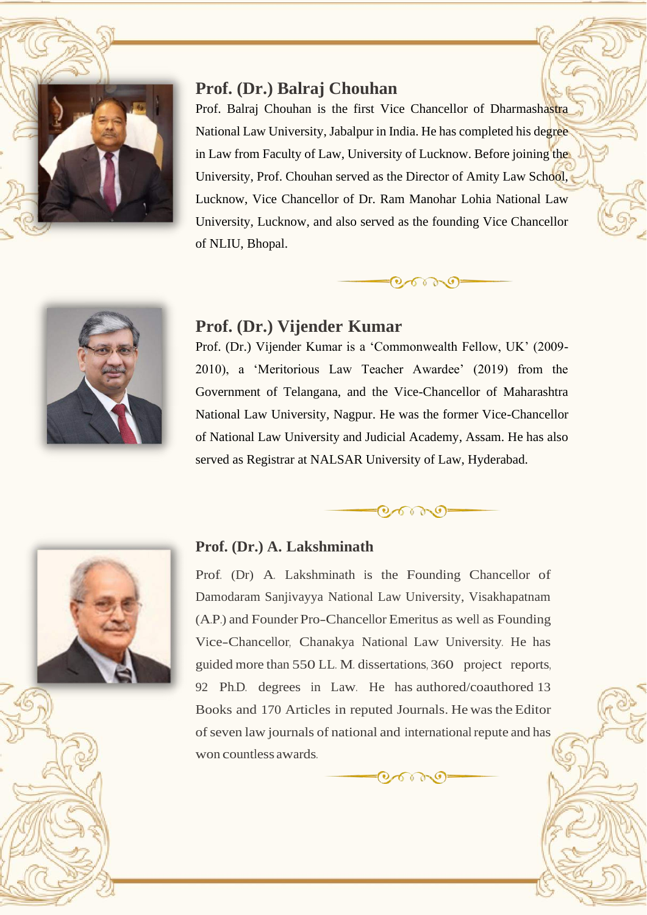## Prof. (Dr.) Balraj Chouhan

Prof. Balraj Chouhan is the first Vice Chancellor of Dharmashastra National Law University, Jabalpur in India. He has completed his degree in Law from Faculty of Law, University of Lucknow. Before joining the University, Prof. Chouhan served as the Director of Amity Law School, Lucknow, Vice Chancellor of Dr. Ram Manohar Lohia National Law University, Lucknow, and also served as the founding Vice Chancellor of NLIU, Bhopal.

## Prof. (Dr.) Vijender Kumar

Prof. (Dr.) Vijender Kumar is a 'Commonwealth Fellow, UK' (2009-2010), a 'Meritorious Law Teacher Awardee' (2019) from the Government of Telangana, and the Vice-Chancellor of Maharashtra National Law University, Nagpur. He was the former Vice-Chancellor of National Law University and Judicial Academy, Assam. He has also served as Registrar at NALSAR University of Law, Hyderabad.

## Prof. (Dr.) A. Lakshminath

Prof. (Dr) A. Lakshminath is the Founding Chancellor of Damodaram Sanjivayya National Law University, Visakhapatnam (A.P.) and Founder Pro-Chancellor Emeritus as well as Founding Vice-Chancellor, Chanakya National Law University. He has guided more than 550 LL. M. dissertations, 360 project reports, 92 Ph.D. degrees in Law. He has authored/coauthored 13 Books and 170 Articles in reputed Journals. He was the Editor of seven law journals of national and international repute and has won countless awards.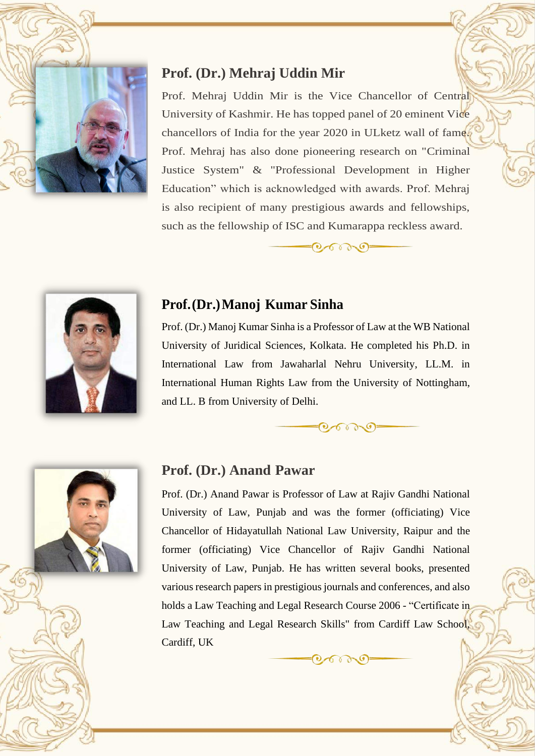## Prof. (Dr.) Mehraj Uddin Mir

Prof. Mehraj Uddin Mir is the Vice Chancellor of Central University of Kashmir. He has topped panel of 20 eminent Vice chancellors of India for the year 2020 in ULketz wall of fame. Prof. Mehraj has also done pioneering research on "Criminal Justice System" & "Professional Development in Higher Education" which is acknowledged with awards. Prof. Mehraj is also recipient of many prestigious awards and fellowships, such as the fellowship of ISC and Kumarappa reckless award.

## Prof. (Dr.) Manoj Kumar Sinha

Prof. (Dr.) Manoj Kumar Sinha is a Professor of Law at the WB National University of Juridical Sciences, Kolkata. He completed his Ph.D. in International Law from Jawaharlal Nehru University, LL.M. in International Human Rights Law from the University of Nottingham, and LL. B from University of Delhi.

## Prof. (Dr.) Anand Pawar

Prof. (Dr.) Anand Pawar is Professor of Law at Rajiv Gandhi National University of Law, Punjab and was the former (officiating) Vice Chancellor of Hidayatullah National Law University, Raipur and the former (officiating) Vice Chancellor of Rajiv Gandhi National University of Law, Punjab. He has written several books, presented various research papers in prestigious journals and conferences, and also holds a Law Teaching and Legal Research Course 2006 - "Certificate in Law Teaching and Legal Research Skills" from Cardiff Law School, Cardiff, UK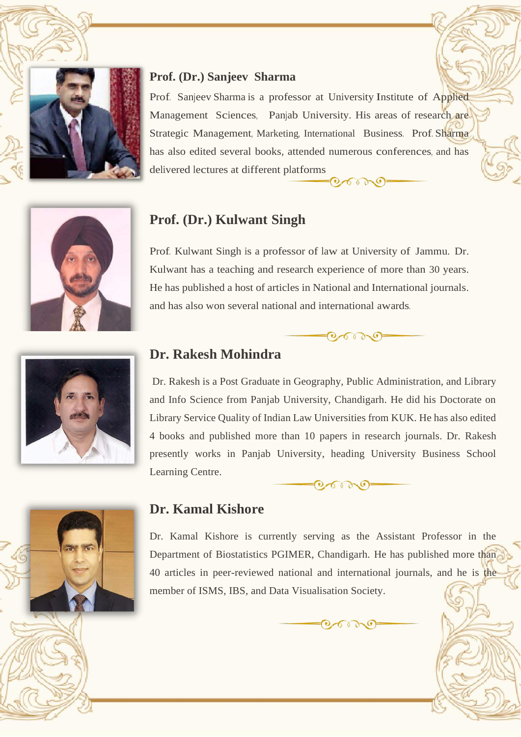## Prof. (Dr.) Sanjeev Sharma

Prof. Sanjeev Sharma is a professor at University Institute of Applied Management Sciences, Panjab University. His areas of research are Strategic Management, Marketing, International Business. Prof. Sharma has also edited several books, attended numerous conferences, and has delivered lectures at different platforms

## Prof. (Dr.) Kulwant Singh

Prof. Kulwant Singh is a professor of law at University of Jammu. Dr. Kulwant has a teaching and research experience of more than 30 years. He has published a host of articles in National and International journals. and has also won several national and international awards.

## Dr. Rakesh Mohindra

Dr. Rakesh is a Post Graduate in Geography, Public Administration, and Library and Info Science from Panjab University, Chandigarh. He did his Doctorate on Library Service Quality of Indian Law Universities from KUK. He has also edited 4 books and published more than 10 papers in research journals. Dr. Rakesh presently works in Panjab University, heading University Business School Learning Centre.

## Dr. Kamal Kishore

Dr. Kamal Kishore is currently serving as the Assistant Professor in the Department of Biostatistics PGIMER, Chandigarh. He has published more than 40 articles in peer-reviewed national and international journals, and he is the member of ISMS, IBS, and Data Visualisation Society.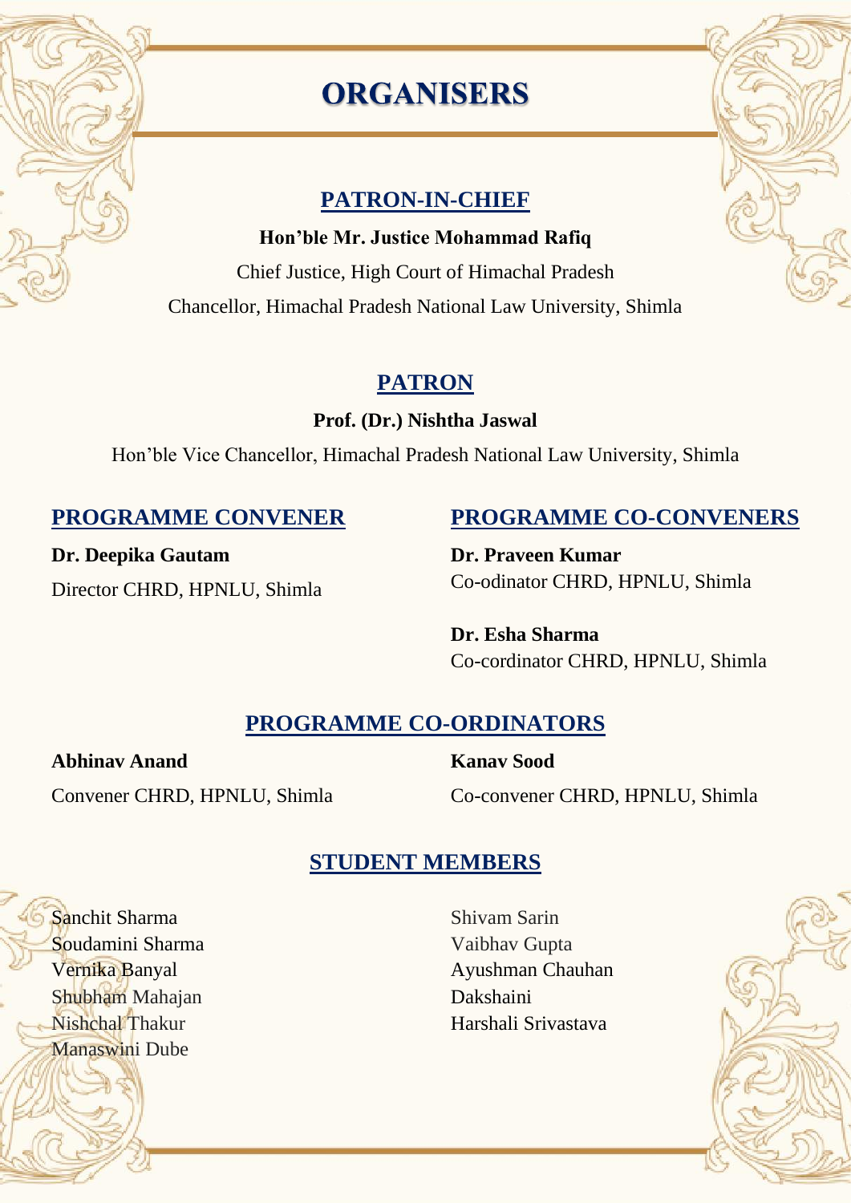# ORGANISERS

## PATRON-IN-CHIEF

**Hon'ble Mr. Justice Mohammad Rafiq**

Chief Justice, High Court of Himachal Pradesh

Chancellor, Himachal Pradesh National Law University, Shimla

## PATRON

**Prof. (Dr.) Nishtha Jaswal**

Hon'ble Vice Chancellor, Himachal Pradesh National Law University, Shimla

## PROGRAMME CONVENER

**Dr. Deepika Gautam**

Director CHRD, HPNLU, Shimla

## PROGRAMME CO-CONVENERS

**Dr. Praveen Kumar**

Co-odinator CHRD, HPNLU, Shimla

**Dr. Esha Sharma**

Co-cordinator CHRD, HPNLU, Shimla

## PROGRAMME CO-ORDINATORS

**Abhinav Anand**

Convener CHRD, HPNLU, Shimla

**Kanav Sood**

Co-convener CHRD, HPNLU, Shimla

## STUDENT MEMBERS

Sanchit Sharma
Soudamini Sharma
Vernika Banyal
Shubham Mahajan
Nishchal Thakur
Manaswini Dube
Shivam Sarin
Vaibhav Gupta
Ayushman Chauhan
Dakshaini
Harshali Srivastava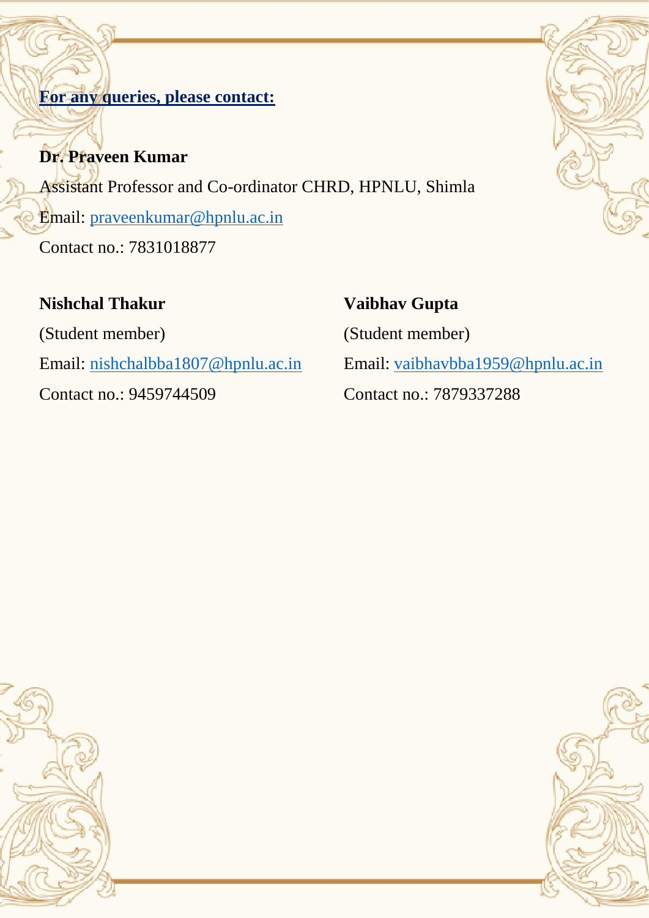**For any queries, please contact:**

**Dr. Praveen Kumar**

Assistant Professor and Co-ordinator CHRD, HPNLU, Shimla

Email: praveenkumar@hpnlu.ac.in

Contact no.: 7831018877

**Nishchal Thakur**

(Student member)

Email: nishchalbba1807@hpnlu.ac.in

Contact no.: 9459744509

**Vaibhav Gupta**

(Student member)

Email: vaibhavbba1959@hpnlu.ac.in

Contact no.: 7879337288